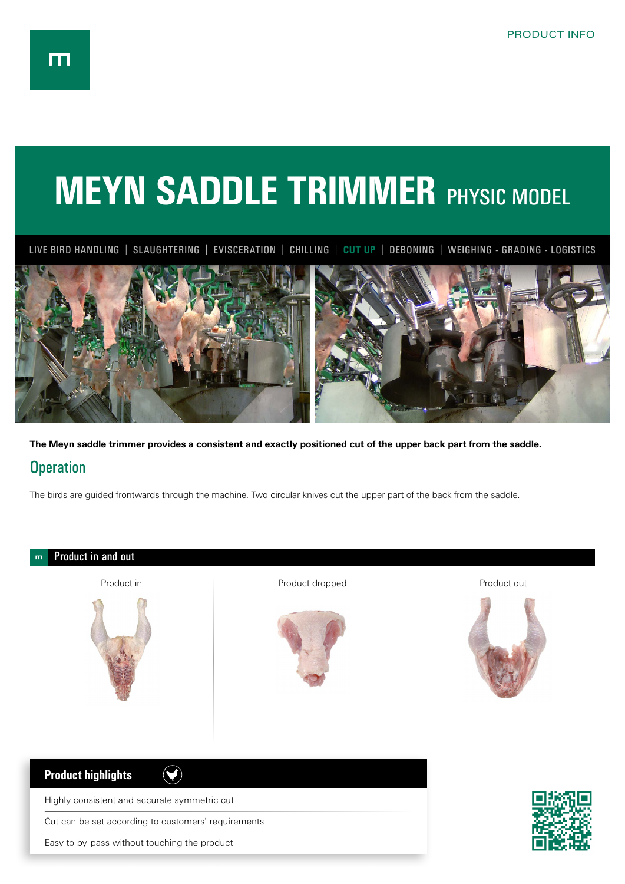PRODUCT INFO

# MEYN SADDLE TRIMMER PHYSIC MODEL

LIVE BIRD HANDLING | SLAUGHTERING | EVISCERATION | CHILLING | CUT UP | DEBONING | WEIGHING - GRADING - LOGISTICS

**The Meyn saddle trimmer provides a consistent and exactly positioned cut of the upper back part from the saddle.**

## Operation

The birds are guided frontwards through the machine. Two circular knives cut the upper part of the back from the saddle.

## Product in and out

Product in

Product dropped

Product out

## Product highlights

- Highly consistent and accurate symmetric cut
- Cut can be set according to customers' requirements
- Easy to by-pass without touching the product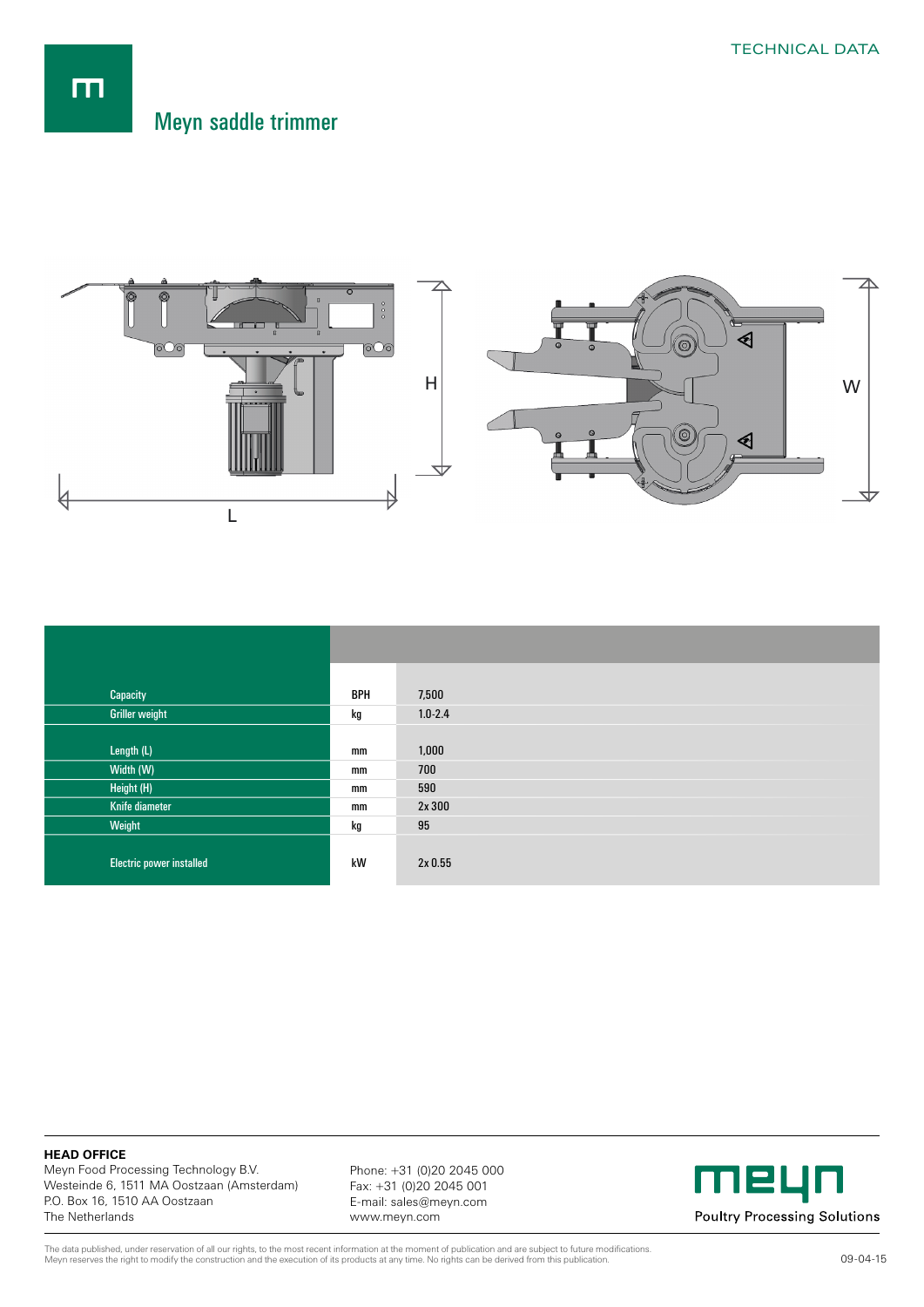TECHNICAL DATA

# Meyn saddle trimmer

L

H

W

| | | |
|---|---|---|
| Capacity | BPH | 7,500 |
| Griller weight | kg | 1.0-2.4 |
| Length (L) | mm | 1,000 |
| Width (W) | mm | 700 |
| Height (H) | mm | 590 |
| Knife diameter | mm | 2x 300 |
| Weight | kg | 95 |
| Electric power installed | kW | 2x 0.55 |

**HEAD OFFICE**
Meyn Food Processing Technology B.V.
Westeinde 6, 1511 MA Oostzaan (Amsterdam)
P.O. Box 16, 1510 AA Oostzaan
The Netherlands

Phone: +31 (0)20 2045 000
Fax: +31 (0)20 2045 001
E-mail: sales@meyn.com
www.meyn.com

meyn
Poultry Processing Solutions

The data published, under reservation of all our rights, to the most recent information at the moment of publication and are subject to future modifications.
Meyn reserves the right to modify the construction and the execution of its products at any time. No rights can be derived from this publication.

09-04-15